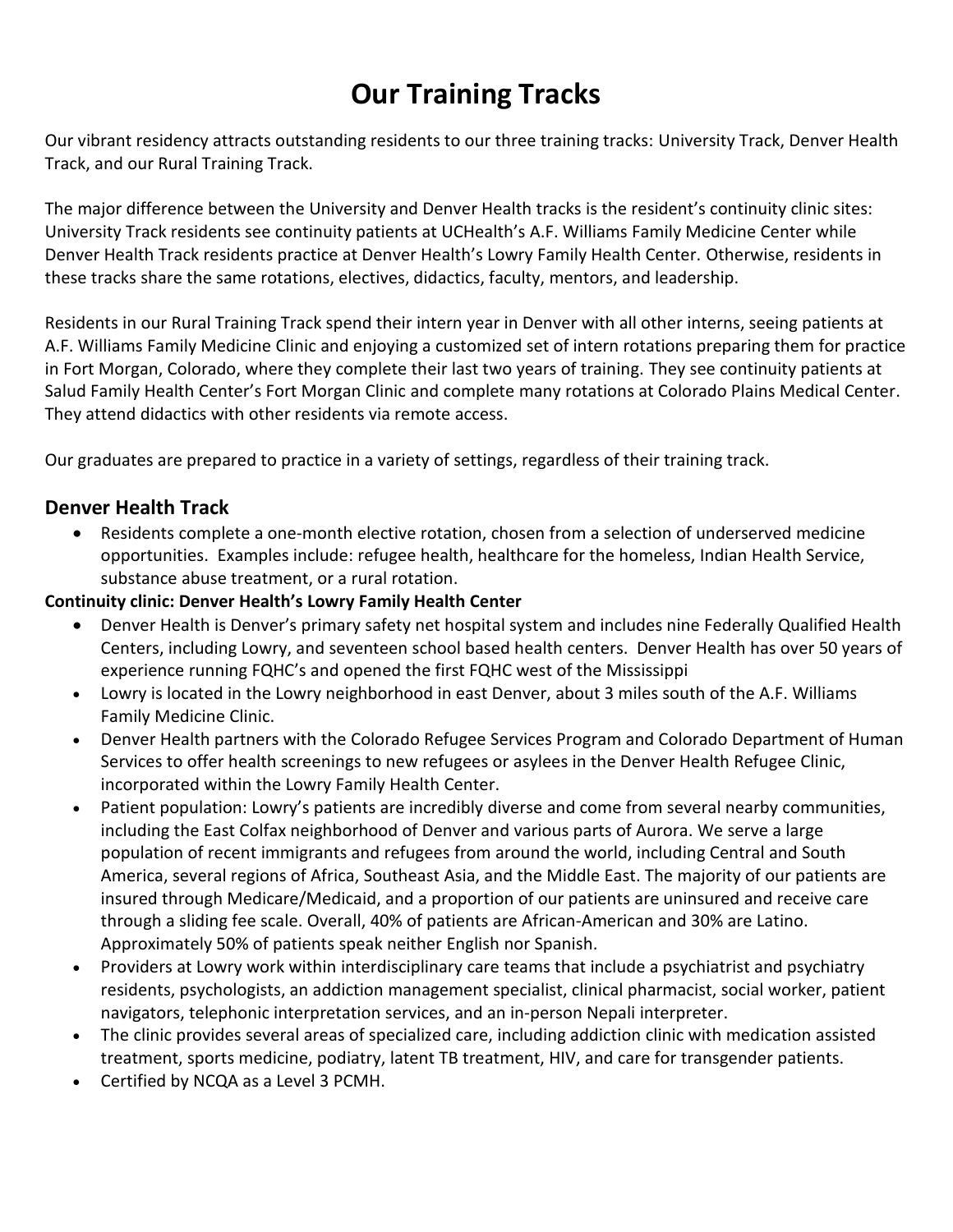# Our Training Tracks

Our vibrant residency attracts outstanding residents to our three training tracks: University Track, Denver Health Track, and our Rural Training Track.

The major difference between the University and Denver Health tracks is the resident's continuity clinic sites: University Track residents see continuity patients at UCHealth's A.F. Williams Family Medicine Center while Denver Health Track residents practice at Denver Health's Lowry Family Health Center. Otherwise, residents in these tracks share the same rotations, electives, didactics, faculty, mentors, and leadership.

Residents in our Rural Training Track spend their intern year in Denver with all other interns, seeing patients at A.F. Williams Family Medicine Clinic and enjoying a customized set of intern rotations preparing them for practice in Fort Morgan, Colorado, where they complete their last two years of training. They see continuity patients at Salud Family Health Center's Fort Morgan Clinic and complete many rotations at Colorado Plains Medical Center. They attend didactics with other residents via remote access.

Our graduates are prepared to practice in a variety of settings, regardless of their training track.

## Denver Health Track

- Residents complete a one-month elective rotation, chosen from a selection of underserved medicine opportunities. Examples include: refugee health, healthcare for the homeless, Indian Health Service, substance abuse treatment, or a rural rotation.

**Continuity clinic: Denver Health's Lowry Family Health Center**

- Denver Health is Denver's primary safety net hospital system and includes nine Federally Qualified Health Centers, including Lowry, and seventeen school based health centers. Denver Health has over 50 years of experience running FQHC's and opened the first FQHC west of the Mississippi
- Lowry is located in the Lowry neighborhood in east Denver, about 3 miles south of the A.F. Williams Family Medicine Clinic.
- Denver Health partners with the Colorado Refugee Services Program and Colorado Department of Human Services to offer health screenings to new refugees or asylees in the Denver Health Refugee Clinic, incorporated within the Lowry Family Health Center.
- Patient population: Lowry's patients are incredibly diverse and come from several nearby communities, including the East Colfax neighborhood of Denver and various parts of Aurora. We serve a large population of recent immigrants and refugees from around the world, including Central and South America, several regions of Africa, Southeast Asia, and the Middle East. The majority of our patients are insured through Medicare/Medicaid, and a proportion of our patients are uninsured and receive care through a sliding fee scale. Overall, 40% of patients are African-American and 30% are Latino. Approximately 50% of patients speak neither English nor Spanish.
- Providers at Lowry work within interdisciplinary care teams that include a psychiatrist and psychiatry residents, psychologists, an addiction management specialist, clinical pharmacist, social worker, patient navigators, telephonic interpretation services, and an in-person Nepali interpreter.
- The clinic provides several areas of specialized care, including addiction clinic with medication assisted treatment, sports medicine, podiatry, latent TB treatment, HIV, and care for transgender patients.
- Certified by NCQA as a Level 3 PCMH.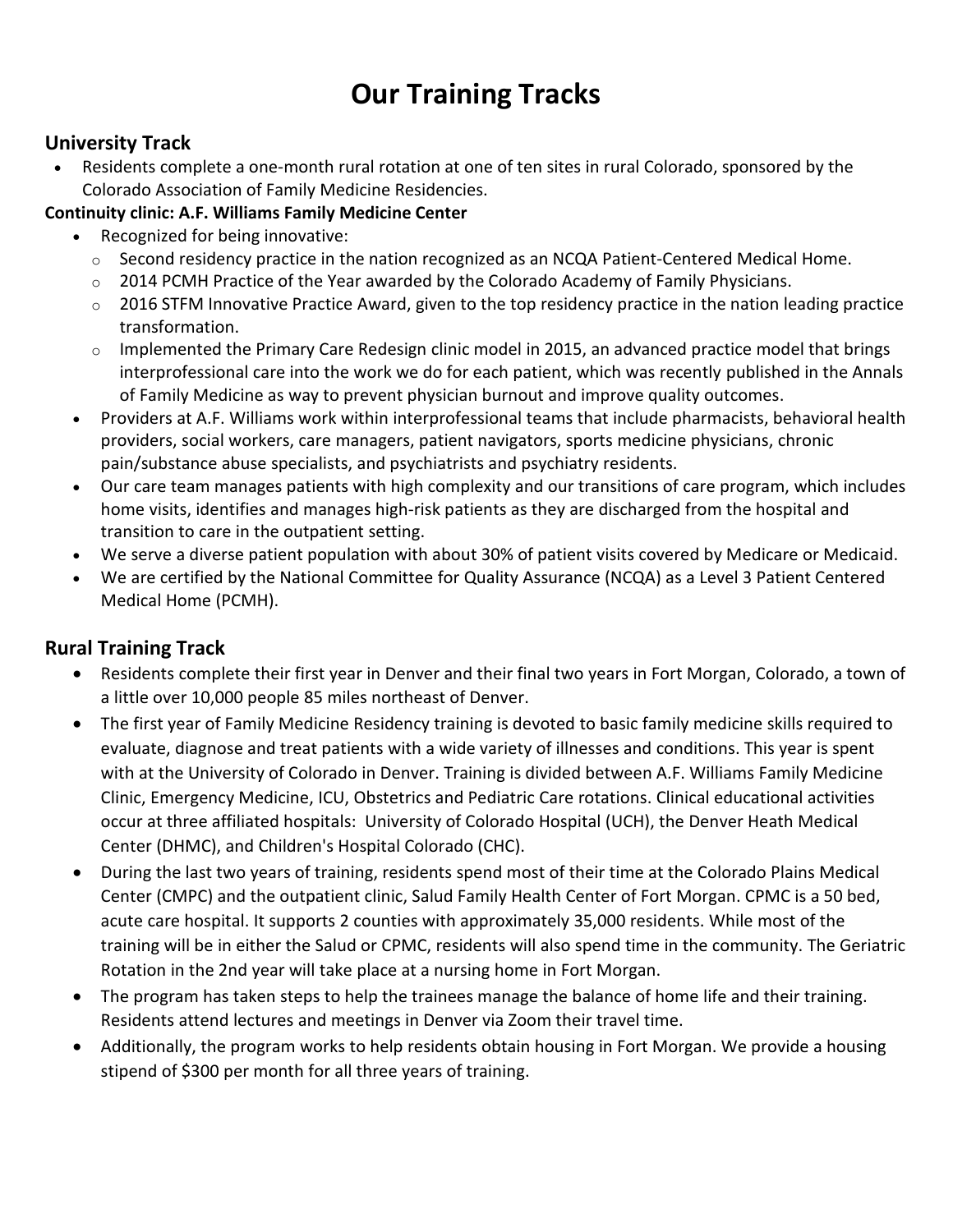# Our Training Tracks

## University Track

- Residents complete a one-month rural rotation at one of ten sites in rural Colorado, sponsored by the Colorado Association of Family Medicine Residencies.

**Continuity clinic: A.F. Williams Family Medicine Center**

- Recognized for being innovative:
    - Second residency practice in the nation recognized as an NCQA Patient-Centered Medical Home.
    - 2014 PCMH Practice of the Year awarded by the Colorado Academy of Family Physicians.
    - 2016 STFM Innovative Practice Award, given to the top residency practice in the nation leading practice transformation.
    - Implemented the Primary Care Redesign clinic model in 2015, an advanced practice model that brings interprofessional care into the work we do for each patient, which was recently published in the Annals of Family Medicine as way to prevent physician burnout and improve quality outcomes.
- Providers at A.F. Williams work within interprofessional teams that include pharmacists, behavioral health providers, social workers, care managers, patient navigators, sports medicine physicians, chronic pain/substance abuse specialists, and psychiatrists and psychiatry residents.
- Our care team manages patients with high complexity and our transitions of care program, which includes home visits, identifies and manages high-risk patients as they are discharged from the hospital and transition to care in the outpatient setting.
- We serve a diverse patient population with about 30% of patient visits covered by Medicare or Medicaid.
- We are certified by the National Committee for Quality Assurance (NCQA) as a Level 3 Patient Centered Medical Home (PCMH).

## Rural Training Track

- Residents complete their first year in Denver and their final two years in Fort Morgan, Colorado, a town of a little over 10,000 people 85 miles northeast of Denver.
- The first year of Family Medicine Residency training is devoted to basic family medicine skills required to evaluate, diagnose and treat patients with a wide variety of illnesses and conditions. This year is spent with at the University of Colorado in Denver. Training is divided between A.F. Williams Family Medicine Clinic, Emergency Medicine, ICU, Obstetrics and Pediatric Care rotations. Clinical educational activities occur at three affiliated hospitals: University of Colorado Hospital (UCH), the Denver Heath Medical Center (DHMC), and Children's Hospital Colorado (CHC).
- During the last two years of training, residents spend most of their time at the Colorado Plains Medical Center (CMPC) and the outpatient clinic, Salud Family Health Center of Fort Morgan. CPMC is a 50 bed, acute care hospital. It supports 2 counties with approximately 35,000 residents. While most of the training will be in either the Salud or CPMC, residents will also spend time in the community. The Geriatric Rotation in the 2nd year will take place at a nursing home in Fort Morgan.
- The program has taken steps to help the trainees manage the balance of home life and their training. Residents attend lectures and meetings in Denver via Zoom their travel time.
- Additionally, the program works to help residents obtain housing in Fort Morgan. We provide a housing stipend of $300 per month for all three years of training.